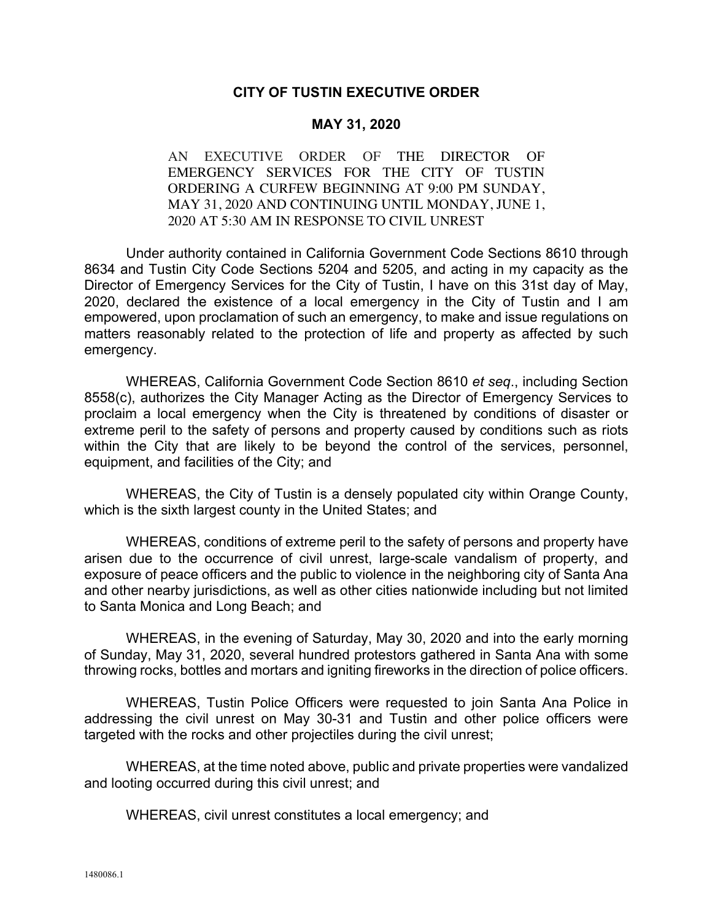# CITY OF TUSTIN EXECUTIVE ORDER

## MAY 31, 2020

AN EXECUTIVE ORDER OF THE DIRECTOR OF EMERGENCY SERVICES FOR THE CITY OF TUSTIN ORDERING A CURFEW BEGINNING AT 9:00 PM SUNDAY, MAY 31, 2020 AND CONTINUING UNTIL MONDAY, JUNE 1, 2020 AT 5:30 AM IN RESPONSE TO CIVIL UNREST

Under authority contained in California Government Code Sections 8610 through 8634 and Tustin City Code Sections 5204 and 5205, and acting in my capacity as the Director of Emergency Services for the City of Tustin, I have on this 31st day of May, 2020, declared the existence of a local emergency in the City of Tustin and I am empowered, upon proclamation of such an emergency, to make and issue regulations on matters reasonably related to the protection of life and property as affected by such emergency.

WHEREAS, California Government Code Section 8610 *et seq*., including Section 8558(c), authorizes the City Manager Acting as the Director of Emergency Services to proclaim a local emergency when the City is threatened by conditions of disaster or extreme peril to the safety of persons and property caused by conditions such as riots within the City that are likely to be beyond the control of the services, personnel, equipment, and facilities of the City; and

WHEREAS, the City of Tustin is a densely populated city within Orange County, which is the sixth largest county in the United States; and

WHEREAS, conditions of extreme peril to the safety of persons and property have arisen due to the occurrence of civil unrest, large-scale vandalism of property, and exposure of peace officers and the public to violence in the neighboring city of Santa Ana and other nearby jurisdictions, as well as other cities nationwide including but not limited to Santa Monica and Long Beach; and

WHEREAS, in the evening of Saturday, May 30, 2020 and into the early morning of Sunday, May 31, 2020, several hundred protestors gathered in Santa Ana with some throwing rocks, bottles and mortars and igniting fireworks in the direction of police officers.

WHEREAS, Tustin Police Officers were requested to join Santa Ana Police in addressing the civil unrest on May 30-31 and Tustin and other police officers were targeted with the rocks and other projectiles during the civil unrest;

WHEREAS, at the time noted above, public and private properties were vandalized and looting occurred during this civil unrest; and

WHEREAS, civil unrest constitutes a local emergency; and

1480086.1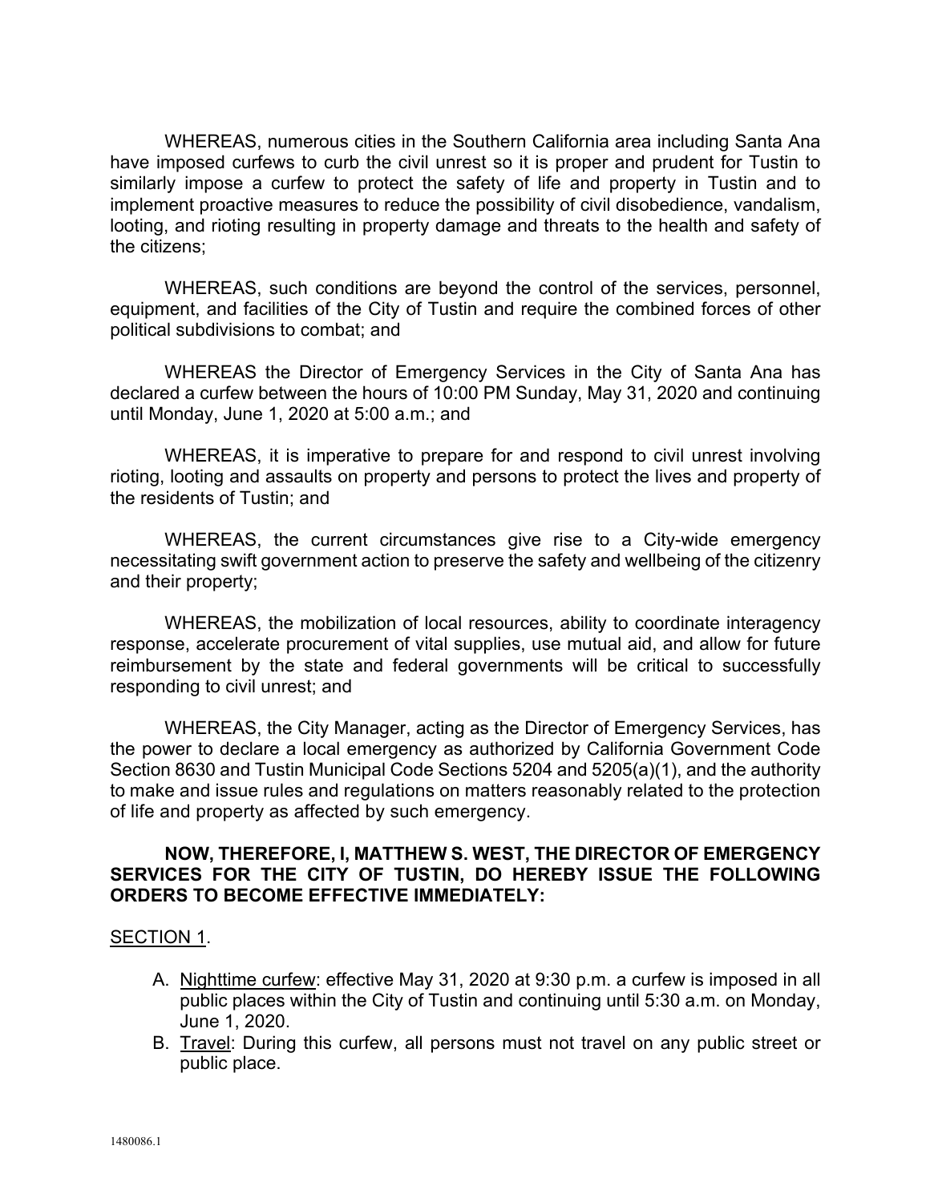WHEREAS, numerous cities in the Southern California area including Santa Ana have imposed curfews to curb the civil unrest so it is proper and prudent for Tustin to similarly impose a curfew to protect the safety of life and property in Tustin and to implement proactive measures to reduce the possibility of civil disobedience, vandalism, looting, and rioting resulting in property damage and threats to the health and safety of the citizens;

WHEREAS, such conditions are beyond the control of the services, personnel, equipment, and facilities of the City of Tustin and require the combined forces of other political subdivisions to combat; and

WHEREAS the Director of Emergency Services in the City of Santa Ana has declared a curfew between the hours of 10:00 PM Sunday, May 31, 2020 and continuing until Monday, June 1, 2020 at 5:00 a.m.; and

WHEREAS, it is imperative to prepare for and respond to civil unrest involving rioting, looting and assaults on property and persons to protect the lives and property of the residents of Tustin; and

WHEREAS, the current circumstances give rise to a City-wide emergency necessitating swift government action to preserve the safety and wellbeing of the citizenry and their property;

WHEREAS, the mobilization of local resources, ability to coordinate interagency response, accelerate procurement of vital supplies, use mutual aid, and allow for future reimbursement by the state and federal governments will be critical to successfully responding to civil unrest; and

WHEREAS, the City Manager, acting as the Director of Emergency Services, has the power to declare a local emergency as authorized by California Government Code Section 8630 and Tustin Municipal Code Sections 5204 and 5205(a)(1), and the authority to make and issue rules and regulations on matters reasonably related to the protection of life and property as affected by such emergency.

**NOW, THEREFORE, I, MATTHEW S. WEST, THE DIRECTOR OF EMERGENCY SERVICES FOR THE CITY OF TUSTIN, DO HEREBY ISSUE THE FOLLOWING ORDERS TO BECOME EFFECTIVE IMMEDIATELY:**

SECTION 1.

A. Nighttime curfew: effective May 31, 2020 at 9:30 p.m. a curfew is imposed in all public places within the City of Tustin and continuing until 5:30 a.m. on Monday, June 1, 2020.
B. Travel: During this curfew, all persons must not travel on any public street or public place.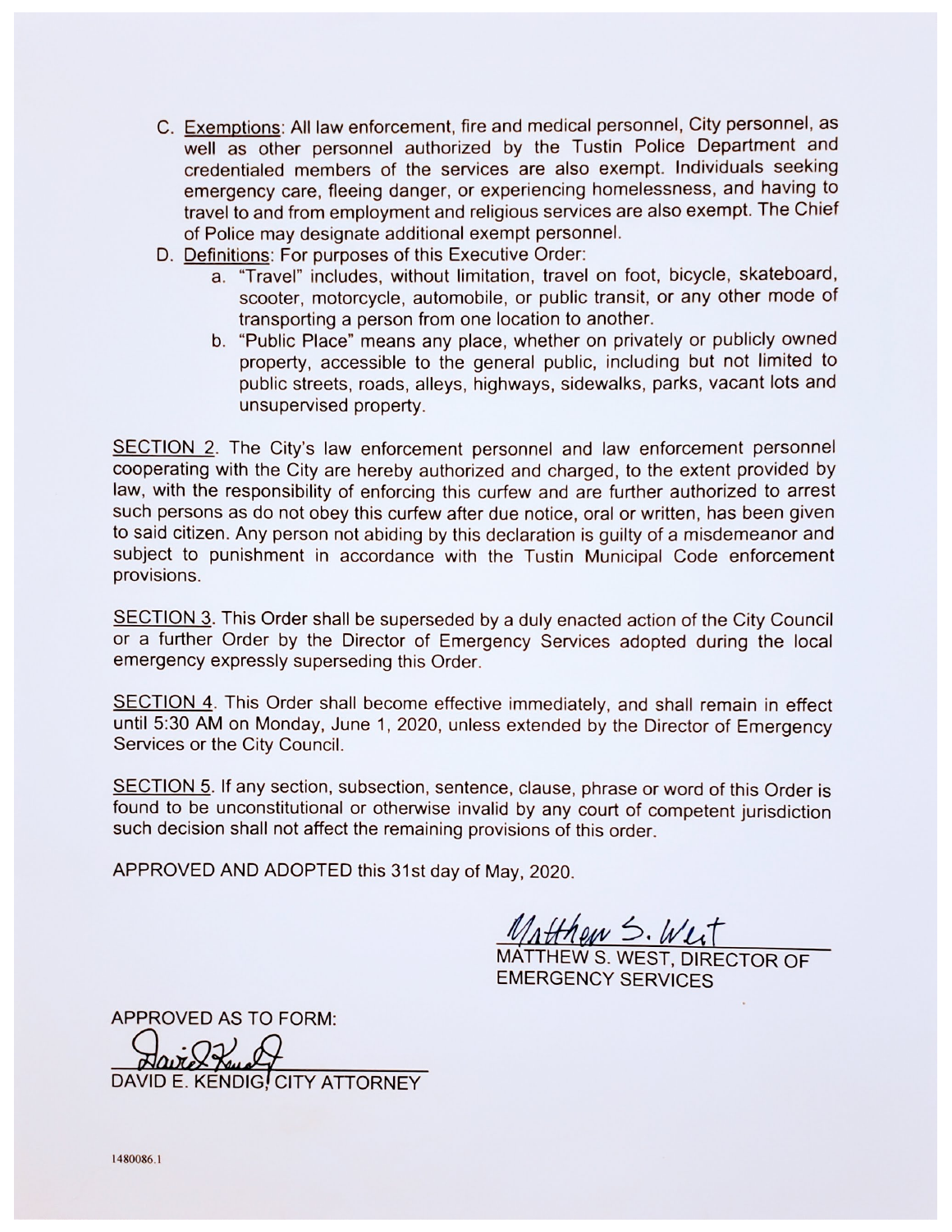C. Exemptions: All law enforcement, fire and medical personnel, City personnel, as well as other personnel authorized by the Tustin Police Department and credentialed members of the services are also exempt. Individuals seeking emergency care, fleeing danger, or experiencing homelessness, and having to travel to and from employment and religious services are also exempt. The Chief of Police may designate additional exempt personnel.

D. Definitions: For purposes of this Executive Order:

   a. "Travel" includes, without limitation, travel on foot, bicycle, skateboard, scooter, motorcycle, automobile, or public transit, or any other mode of transporting a person from one location to another.

   b. "Public Place" means any place, whether on privately or publicly owned property, accessible to the general public, including but not limited to public streets, roads, alleys, highways, sidewalks, parks, vacant lots and unsupervised property.

SECTION 2. The City's law enforcement personnel and law enforcement personnel cooperating with the City are hereby authorized and charged, to the extent provided by law, with the responsibility of enforcing this curfew and are further authorized to arrest such persons as do not obey this curfew after due notice, oral or written, has been given to said citizen. Any person not abiding by this declaration is guilty of a misdemeanor and subject to punishment in accordance with the Tustin Municipal Code enforcement provisions.

SECTION 3. This Order shall be superseded by a duly enacted action of the City Council or a further Order by the Director of Emergency Services adopted during the local emergency expressly superseding this Order.

SECTION 4. This Order shall become effective immediately, and shall remain in effect until 5:30 AM on Monday, June 1, 2020, unless extended by the Director of Emergency Services or the City Council.

SECTION 5. If any section, subsection, sentence, clause, phrase or word of this Order is found to be unconstitutional or otherwise invalid by any court of competent jurisdiction such decision shall not affect the remaining provisions of this order.

APPROVED AND ADOPTED this 31st day of May, 2020.

Matthew S. West

MATTHEW S. WEST, DIRECTOR OF EMERGENCY SERVICES

APPROVED AS TO FORM:

David Kendig

DAVID E. KENDIG, CITY ATTORNEY

1480086.1